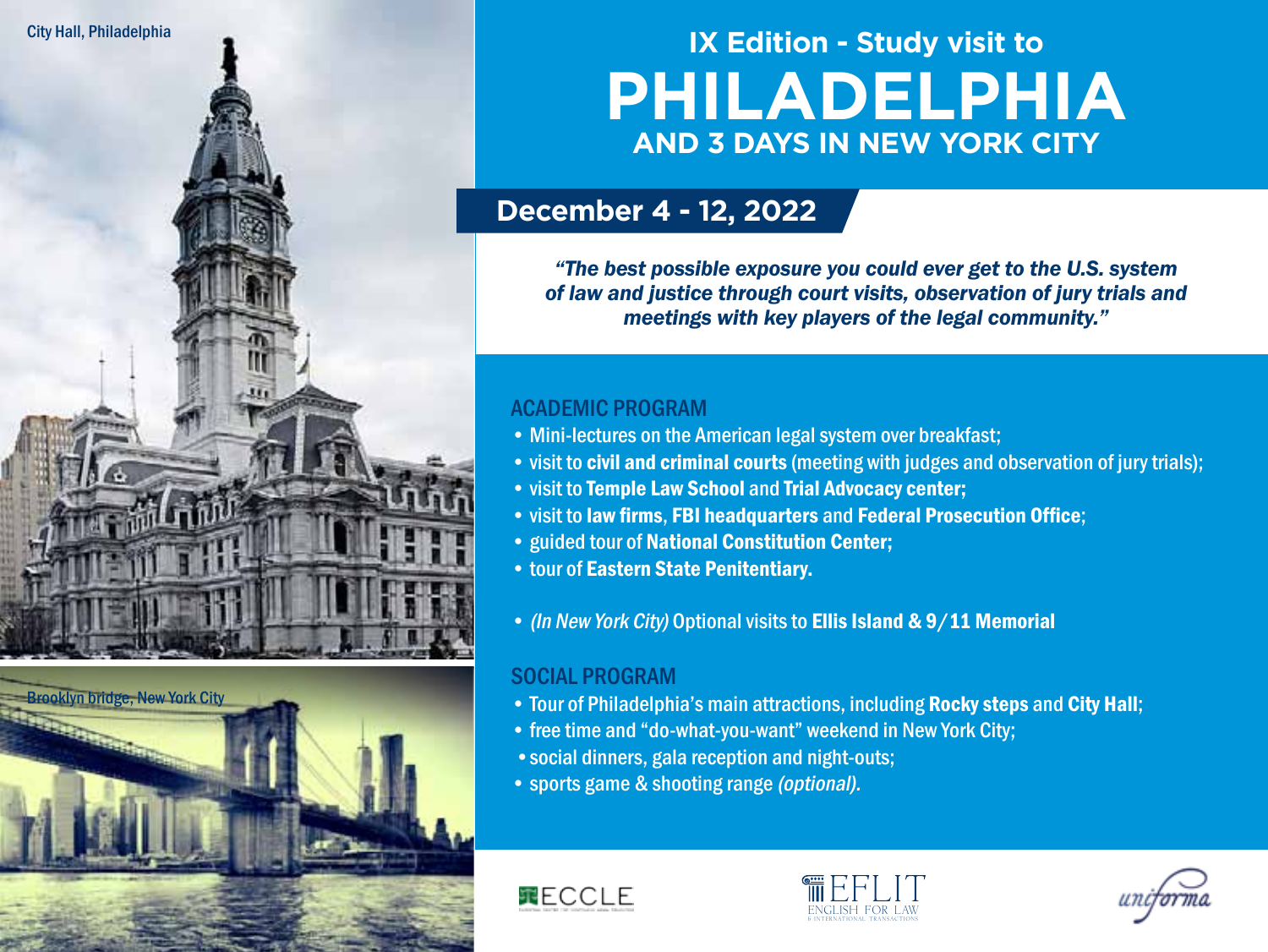City Hall, Philadelphia

Brooklyn bridge, New York City

# IX Edition - Study visit to PHILADELPHIA AND 3 DAYS IN NEW YORK CITY

## December 4 - 12, 2022

*"The best possible exposure you could ever get to the U.S. system of law and justice through court visits, observation of jury trials and meetings with key players of the legal community."*

### ACADEMIC PROGRAM

- Mini-lectures on the American legal system over breakfast;
- visit to **civil and criminal courts** (meeting with judges and observation of jury trials);
- visit to **Temple Law School** and **Trial Advocacy center;**
- visit to **law firms**, **FBI headquarters** and **Federal Prosecution Office**;
- guided tour of **National Constitution Center;**
- tour of **Eastern State Penitentiary.**

- *(In New York City)* Optional visits to **Ellis Island & 9/11 Memorial**

### SOCIAL PROGRAM

- Tour of Philadelphia's main attractions, including **Rocky steps** and **City Hall**;
- free time and "do-what-you-want" weekend in New York City;
- social dinners, gala reception and night-outs;
- sports game & shooting range *(optional).*

ECCLE

EFLIT ENGLISH FOR LAW & INTERNATIONAL TRANSACTIONS

uniforma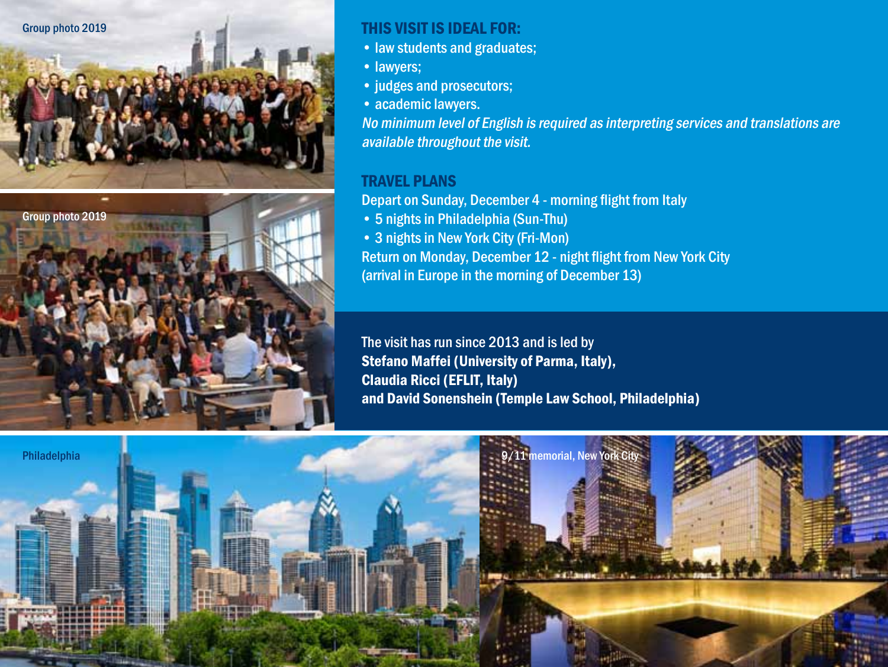Group photo 2019

Group photo 2019

## THIS VISIT IS IDEAL FOR:

- law students and graduates;
- lawyers;
- judges and prosecutors;
- academic lawyers.

*No minimum level of English is required as interpreting services and translations are available throughout the visit.*

## TRAVEL PLANS

Depart on Sunday, December 4 - morning flight from Italy

- 5 nights in Philadelphia (Sun-Thu)
- 3 nights in New York City (Fri-Mon)

Return on Monday, December 12 - night flight from New York City (arrival in Europe in the morning of December 13)

The visit has run since 2013 and is led by
**Stefano Maffei (University of Parma, Italy),**
**Claudia Ricci (EFLIT, Italy)**
**and David Sonenshein (Temple Law School, Philadelphia)**

Philadelphia

9/11 memorial, New York City